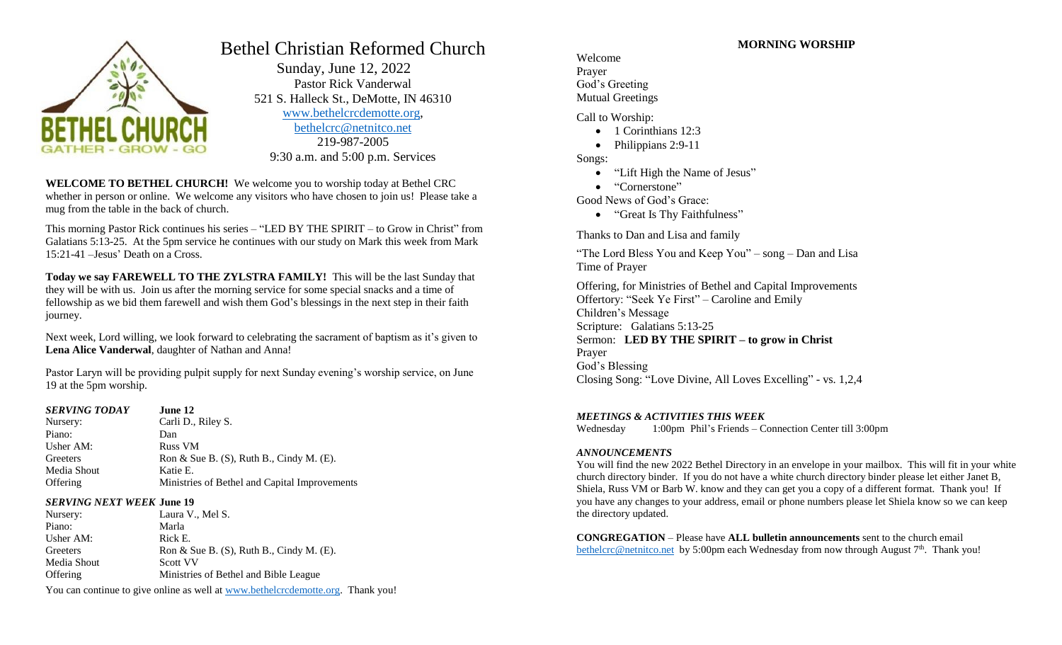# Bethel Christian Reformed Church

Sunday, June 12, 2022
Pastor Rick Vanderwal
521 S. Halleck St., DeMotte, IN 46310
www.bethelcrcdemotte.org,
bethelcrc@netnitco.net
219-987-2005
9:30 a.m. and 5:00 p.m. Services

**WELCOME TO BETHEL CHURCH!** We welcome you to worship today at Bethel CRC whether in person or online. We welcome any visitors who have chosen to join us! Please take a mug from the table in the back of church.

This morning Pastor Rick continues his series – "LED BY THE SPIRIT – to Grow in Christ" from Galatians 5:13-25. At the 5pm service he continues with our study on Mark this week from Mark 15:21-41 –Jesus' Death on a Cross.

**Today we say FAREWELL TO THE ZYLSTRA FAMILY!** This will be the last Sunday that they will be with us. Join us after the morning service for some special snacks and a time of fellowship as we bid them farewell and wish them God's blessings in the next step in their faith journey.

Next week, Lord willing, we look forward to celebrating the sacrament of baptism as it's given to **Lena Alice Vanderwal**, daughter of Nathan and Anna!

Pastor Laryn will be providing pulpit supply for next Sunday evening's worship service, on June 19 at the 5pm worship.

| ***SERVING TODAY*** | **June 12** |
|---|---|
| Nursery: | Carli D., Riley S. |
| Piano: | Dan |
| Usher AM: | Russ VM |
| Greeters | Ron & Sue B. (S), Ruth B., Cindy M. (E). |
| Media Shout | Katie E. |
| Offering | Ministries of Bethel and Capital Improvements |

| ***SERVING NEXT WEEK*** | **June 19** |
|---|---|
| Nursery: | Laura V., Mel S. |
| Piano: | Marla |
| Usher AM: | Rick E. |
| Greeters | Ron & Sue B. (S), Ruth B., Cindy M. (E). |
| Media Shout | Scott VV |
| Offering | Ministries of Bethel and Bible League |

You can continue to give online as well at www.bethelcrcdemotte.org. Thank you!

## MORNING WORSHIP

Welcome
Prayer
God's Greeting
Mutual Greetings

Call to Worship:

- 1 Corinthians 12:3
- Philippians 2:9-11

Songs:

- "Lift High the Name of Jesus"
- "Cornerstone"

Good News of God's Grace:

- "Great Is Thy Faithfulness"

Thanks to Dan and Lisa and family

"The Lord Bless You and Keep You" – song – Dan and Lisa
Time of Prayer

Offering, for Ministries of Bethel and Capital Improvements
Offertory: "Seek Ye First" – Caroline and Emily
Children's Message
Scripture: Galatians 5:13-25
Sermon: **LED BY THE SPIRIT – to grow in Christ**
Prayer
God's Blessing
Closing Song: "Love Divine, All Loves Excelling" - vs. 1,2,4

### *MEETINGS & ACTIVITIES THIS WEEK*

Wednesday 1:00pm Phil's Friends – Connection Center till 3:00pm

### *ANNOUNCEMENTS*

You will find the new 2022 Bethel Directory in an envelope in your mailbox. This will fit in your white church directory binder. If you do not have a white church directory binder please let either Janet B, Shiela, Russ VM or Barb W. know and they can get you a copy of a different format. Thank you! If you have any changes to your address, email or phone numbers please let Shiela know so we can keep the directory updated.

**CONGREGATION** – Please have **ALL bulletin announcements** sent to the church email bethelcrc@netnitco.net by 5:00pm each Wednesday from now through August 7th. Thank you!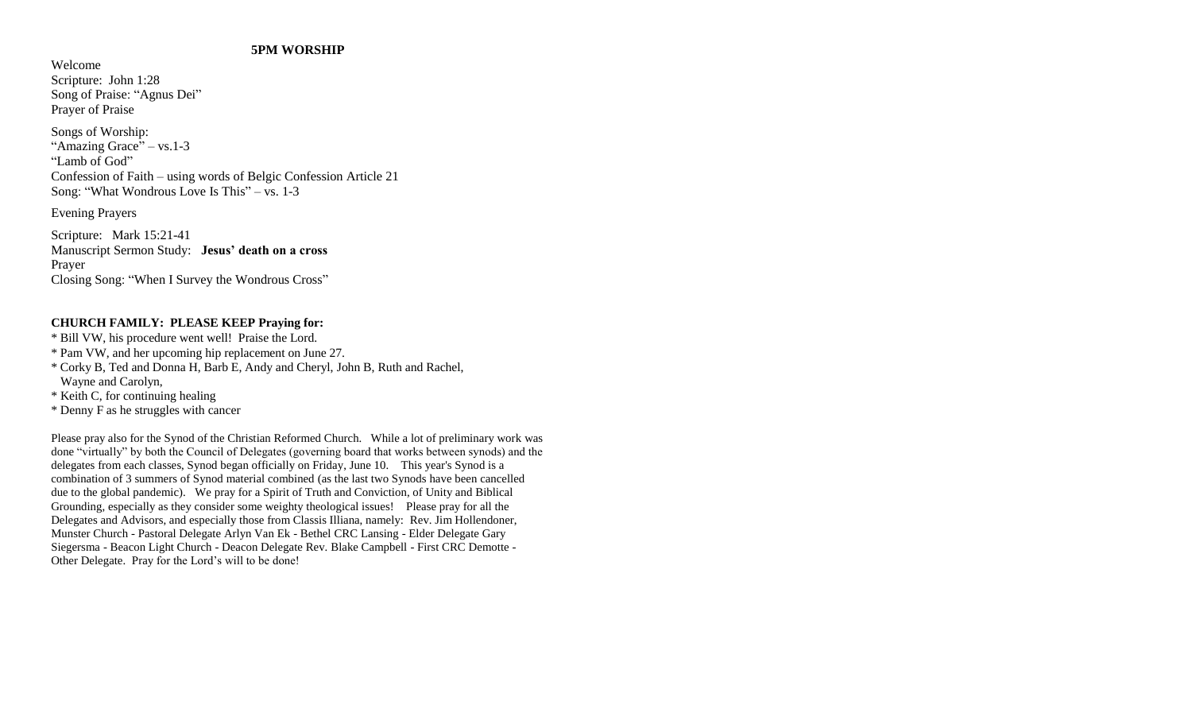**5PM WORSHIP**

Welcome
Scripture: John 1:28
Song of Praise: "Agnus Dei"
Prayer of Praise

Songs of Worship:
"Amazing Grace" – vs.1-3
"Lamb of God"
Confession of Faith – using words of Belgic Confession Article 21
Song: "What Wondrous Love Is This" – vs. 1-3

Evening Prayers

Scripture: Mark 15:21-41
Manuscript Sermon Study: **Jesus' death on a cross**
Prayer
Closing Song: "When I Survey the Wondrous Cross"

**CHURCH FAMILY: PLEASE KEEP Praying for:**

* Bill VW, his procedure went well! Praise the Lord.
* Pam VW, and her upcoming hip replacement on June 27.
* Corky B, Ted and Donna H, Barb E, Andy and Cheryl, John B, Ruth and Rachel, Wayne and Carolyn,
* Keith C, for continuing healing
* Denny F as he struggles with cancer

Please pray also for the Synod of the Christian Reformed Church. While a lot of preliminary work was done "virtually" by both the Council of Delegates (governing board that works between synods) and the delegates from each classes, Synod began officially on Friday, June 10. This year's Synod is a combination of 3 summers of Synod material combined (as the last two Synods have been cancelled due to the global pandemic). We pray for a Spirit of Truth and Conviction, of Unity and Biblical Grounding, especially as they consider some weighty theological issues! Please pray for all the Delegates and Advisors, and especially those from Classis Illiana, namely: Rev. Jim Hollendoner, Munster Church - Pastoral Delegate Arlyn Van Ek - Bethel CRC Lansing - Elder Delegate Gary Siegersma - Beacon Light Church - Deacon Delegate Rev. Blake Campbell - First CRC Demotte - Other Delegate. Pray for the Lord's will to be done!